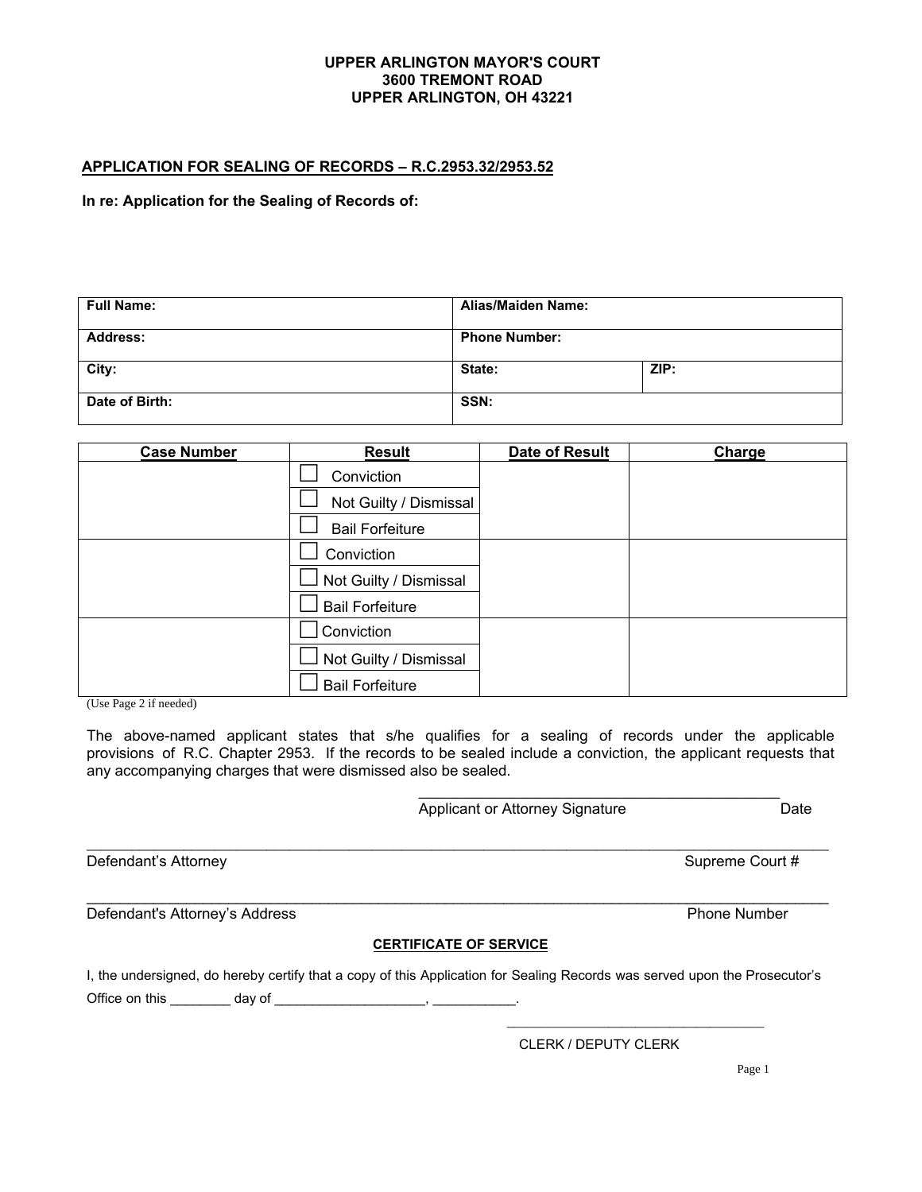**UPPER ARLINGTON MAYOR'S COURT**
**3600 TREMONT ROAD**
**UPPER ARLINGTON, OH 43221**

## APPLICATION FOR SEALING OF RECORDS – R.C.2953.32/2953.52

**In re: Application for the Sealing of Records of:**

| **Full Name:** | **Alias/Maiden Name:** | |
|---|---|---|
| **Address:** | **Phone Number:** | |
| **City:** | **State:** | **ZIP:** |
| **Date of Birth:** | **SSN:** | |

| Case Number | Result | Date of Result | Charge |
|---|---|---|---|
| | ☐ Conviction<br>☐ Not Guilty / Dismissal<br>☐ Bail Forfeiture | | |
| | ☐ Conviction<br>☐ Not Guilty / Dismissal<br>☐ Bail Forfeiture | | |
| | ☐ Conviction<br>☐ Not Guilty / Dismissal<br>☐ Bail Forfeiture | | |

(Use Page 2 if needed)

The above-named applicant states that s/he qualifies for a sealing of records under the applicable provisions of R.C. Chapter 2953. If the records to be sealed include a conviction, the applicant requests that any accompanying charges that were dismissed also be sealed.

_____________________________________________
Applicant or Attorney Signature Date

_____________________________________________________________________________________
Defendant's Attorney Supreme Court #

_____________________________________________________________________________________
Defendant's Attorney's Address Phone Number

**CERTIFICATE OF SERVICE**

I, the undersigned, do hereby certify that a copy of this Application for Sealing Records was served upon the Prosecutor's Office on this ________ day of ____________________, ___________.

__________________________________
CLERK / DEPUTY CLERK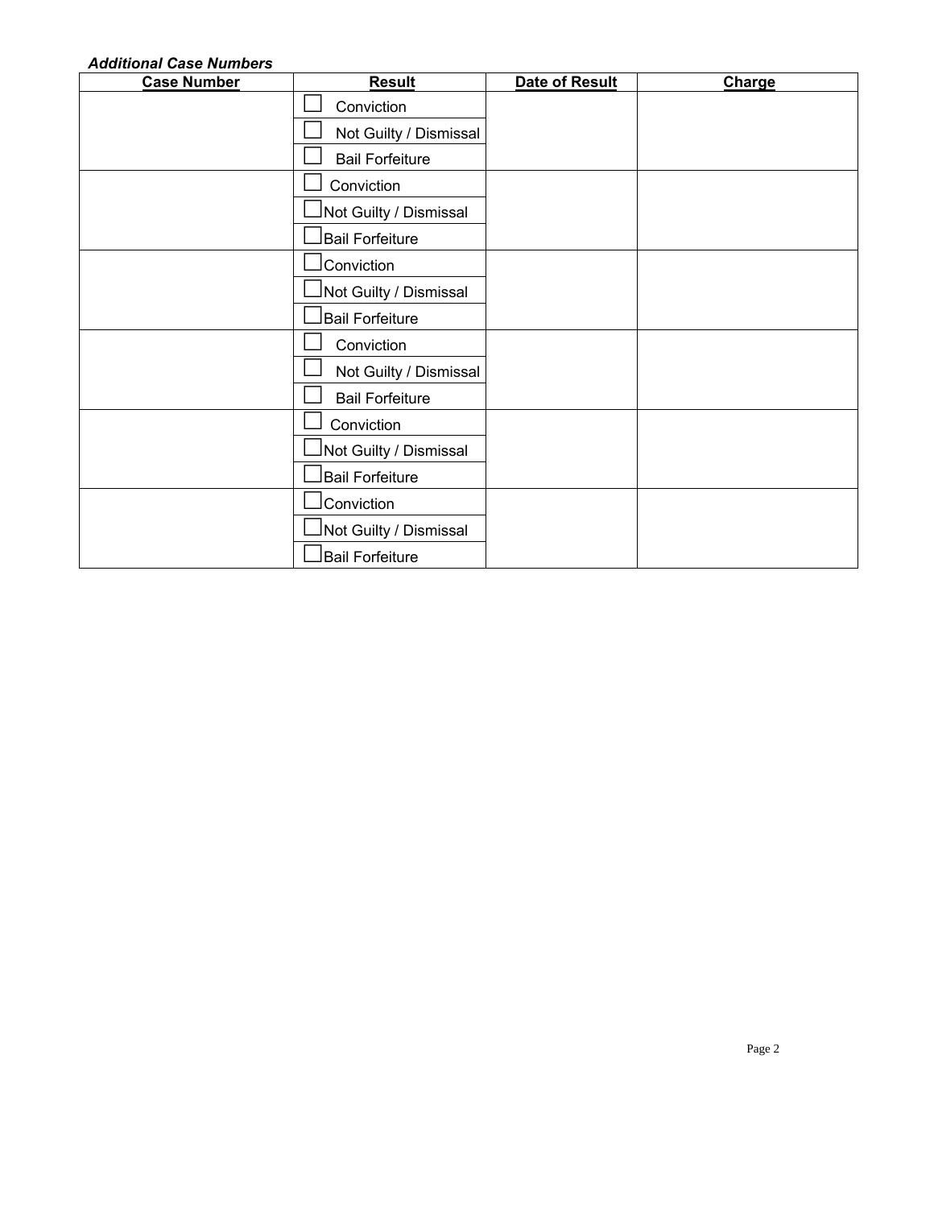***Additional Case Numbers***

| Case Number | Result | Date of Result | Charge |
|---|---|---|---|
| | ☐ Conviction<br>☐ Not Guilty / Dismissal<br>☐ Bail Forfeiture | | |
| | ☐ Conviction<br>☐ Not Guilty / Dismissal<br>☐ Bail Forfeiture | | |
| | ☐ Conviction<br>☐ Not Guilty / Dismissal<br>☐ Bail Forfeiture | | |
| | ☐ Conviction<br>☐ Not Guilty / Dismissal<br>☐ Bail Forfeiture | | |
| | ☐ Conviction<br>☐ Not Guilty / Dismissal<br>☐ Bail Forfeiture | | |
| | ☐ Conviction<br>☐ Not Guilty / Dismissal<br>☐ Bail Forfeiture | | |